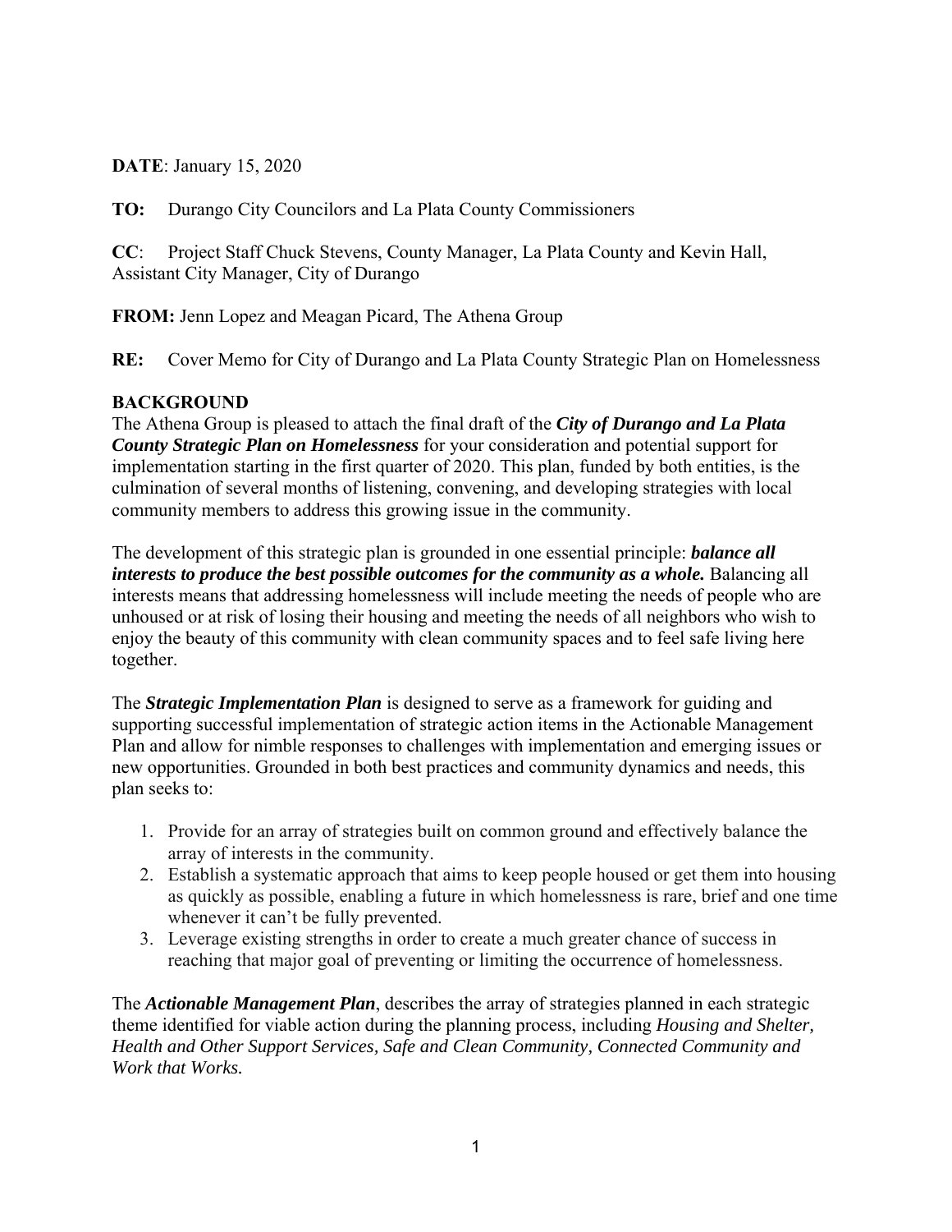**DATE**: January 15, 2020

**TO:** Durango City Councilors and La Plata County Commissioners

**CC**: Project Staff Chuck Stevens, County Manager, La Plata County and Kevin Hall, Assistant City Manager, City of Durango

**FROM:** Jenn Lopez and Meagan Picard, The Athena Group

**RE:** Cover Memo for City of Durango and La Plata County Strategic Plan on Homelessness

## BACKGROUND

The Athena Group is pleased to attach the final draft of the ***City of Durango and La Plata County Strategic Plan on Homelessness*** for your consideration and potential support for implementation starting in the first quarter of 2020. This plan, funded by both entities, is the culmination of several months of listening, convening, and developing strategies with local community members to address this growing issue in the community.

The development of this strategic plan is grounded in one essential principle: ***balance all interests to produce the best possible outcomes for the community as a whole.*** Balancing all interests means that addressing homelessness will include meeting the needs of people who are unhoused or at risk of losing their housing and meeting the needs of all neighbors who wish to enjoy the beauty of this community with clean community spaces and to feel safe living here together.

The ***Strategic Implementation Plan*** is designed to serve as a framework for guiding and supporting successful implementation of strategic action items in the Actionable Management Plan and allow for nimble responses to challenges with implementation and emerging issues or new opportunities. Grounded in both best practices and community dynamics and needs, this plan seeks to:

1. Provide for an array of strategies built on common ground and effectively balance the array of interests in the community.
2. Establish a systematic approach that aims to keep people housed or get them into housing as quickly as possible, enabling a future in which homelessness is rare, brief and one time whenever it can't be fully prevented.
3. Leverage existing strengths in order to create a much greater chance of success in reaching that major goal of preventing or limiting the occurrence of homelessness.

The ***Actionable Management Plan***, describes the array of strategies planned in each strategic theme identified for viable action during the planning process, including *Housing and Shelter, Health and Other Support Services, Safe and Clean Community, Connected Community and Work that Works.*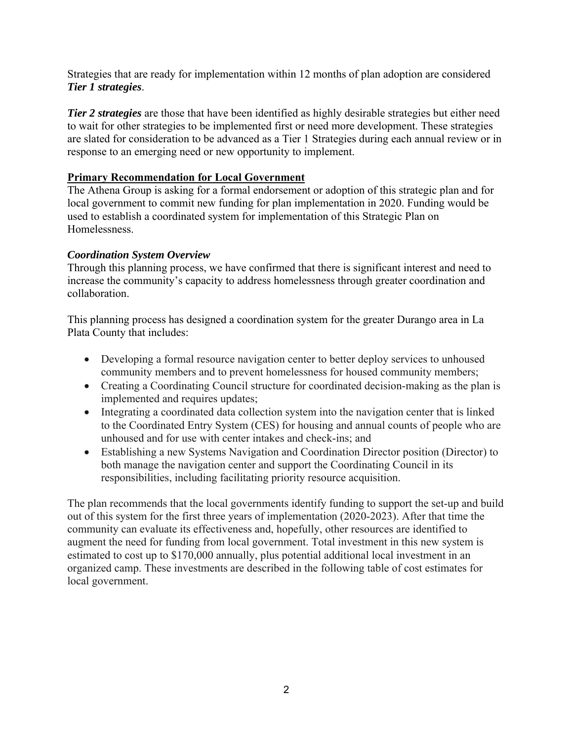Strategies that are ready for implementation within 12 months of plan adoption are considered ***Tier 1 strategies***.

***Tier 2 strategies*** are those that have been identified as highly desirable strategies but either need to wait for other strategies to be implemented first or need more development. These strategies are slated for consideration to be advanced as a Tier 1 Strategies during each annual review or in response to an emerging need or new opportunity to implement.

## Primary Recommendation for Local Government

The Athena Group is asking for a formal endorsement or adoption of this strategic plan and for local government to commit new funding for plan implementation in 2020. Funding would be used to establish a coordinated system for implementation of this Strategic Plan on Homelessness.

### *Coordination System Overview*

Through this planning process, we have confirmed that there is significant interest and need to increase the community's capacity to address homelessness through greater coordination and collaboration.

This planning process has designed a coordination system for the greater Durango area in La Plata County that includes:

- Developing a formal resource navigation center to better deploy services to unhoused community members and to prevent homelessness for housed community members;
- Creating a Coordinating Council structure for coordinated decision-making as the plan is implemented and requires updates;
- Integrating a coordinated data collection system into the navigation center that is linked to the Coordinated Entry System (CES) for housing and annual counts of people who are unhoused and for use with center intakes and check-ins; and
- Establishing a new Systems Navigation and Coordination Director position (Director) to both manage the navigation center and support the Coordinating Council in its responsibilities, including facilitating priority resource acquisition.

The plan recommends that the local governments identify funding to support the set-up and build out of this system for the first three years of implementation (2020-2023). After that time the community can evaluate its effectiveness and, hopefully, other resources are identified to augment the need for funding from local government. Total investment in this new system is estimated to cost up to $170,000 annually, plus potential additional local investment in an organized camp. These investments are described in the following table of cost estimates for local government.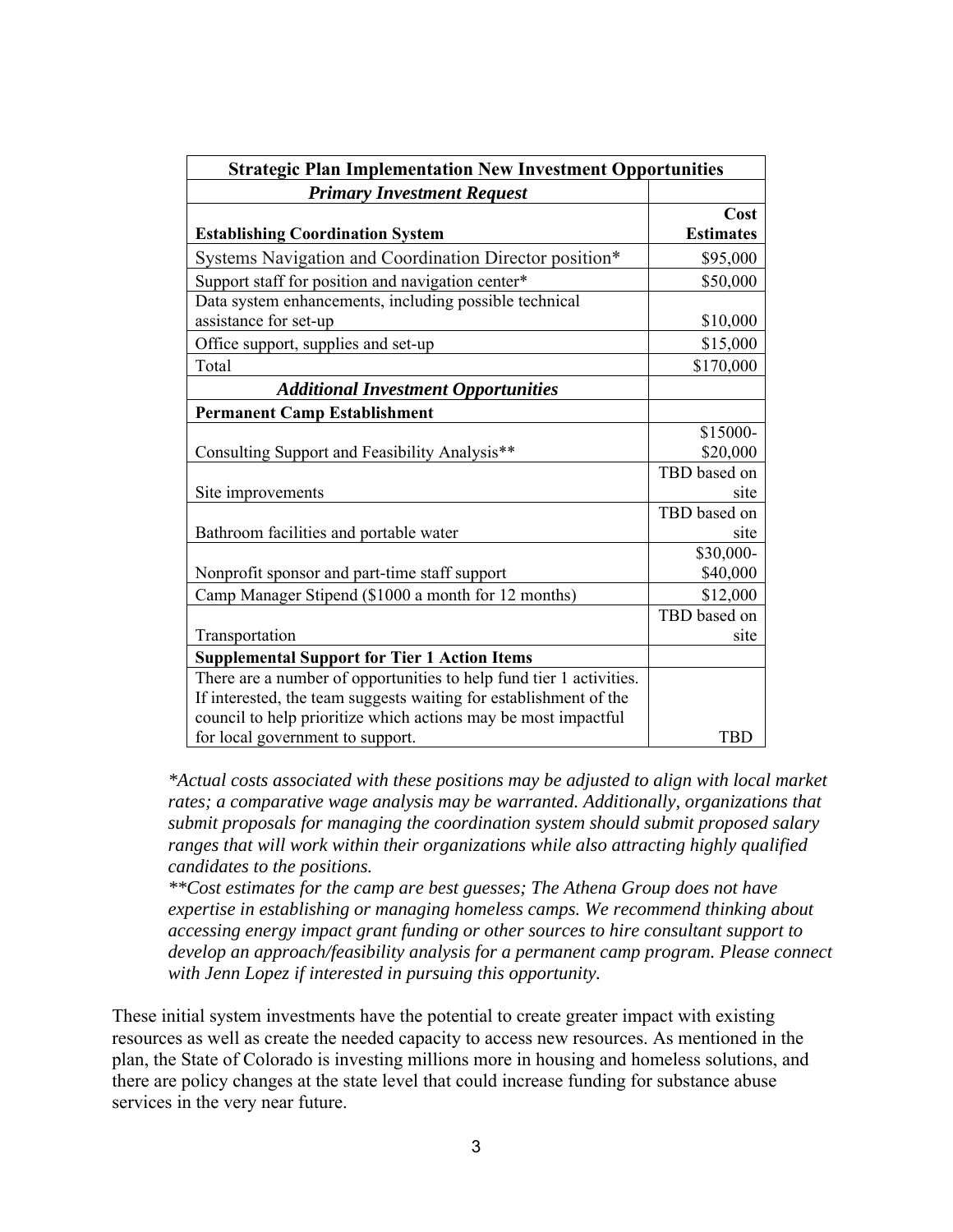| Strategic Plan Implementation New Investment Opportunities | |
|---|---|
| ***Primary Investment Request*** | |
| **Establishing Coordination System** | **Cost Estimates** |
| Systems Navigation and Coordination Director position* | $95,000 |
| Support staff for position and navigation center* | $50,000 |
| Data system enhancements, including possible technical assistance for set-up | $10,000 |
| Office support, supplies and set-up | $15,000 |
| Total | $170,000 |
| ***Additional Investment Opportunities*** | |
| **Permanent Camp Establishment** | |
| Consulting Support and Feasibility Analysis** | $15000-$20,000 |
| Site improvements | TBD based on site |
| Bathroom facilities and portable water | TBD based on site |
| Nonprofit sponsor and part-time staff support | $30,000-$40,000 |
| Camp Manager Stipend ($1000 a month for 12 months) | $12,000 |
| Transportation | TBD based on site |
| **Supplemental Support for Tier 1 Action Items** | |
| There are a number of opportunities to help fund tier 1 activities. If interested, the team suggests waiting for establishment of the council to help prioritize which actions may be most impactful for local government to support. | TBD |

*\*Actual costs associated with these positions may be adjusted to align with local market rates; a comparative wage analysis may be warranted. Additionally, organizations that submit proposals for managing the coordination system should submit proposed salary ranges that will work within their organizations while also attracting highly qualified candidates to the positions.*

*\*\*Cost estimates for the camp are best guesses; The Athena Group does not have expertise in establishing or managing homeless camps. We recommend thinking about accessing energy impact grant funding or other sources to hire consultant support to develop an approach/feasibility analysis for a permanent camp program. Please connect with Jenn Lopez if interested in pursuing this opportunity.*

These initial system investments have the potential to create greater impact with existing resources as well as create the needed capacity to access new resources. As mentioned in the plan, the State of Colorado is investing millions more in housing and homeless solutions, and there are policy changes at the state level that could increase funding for substance abuse services in the very near future.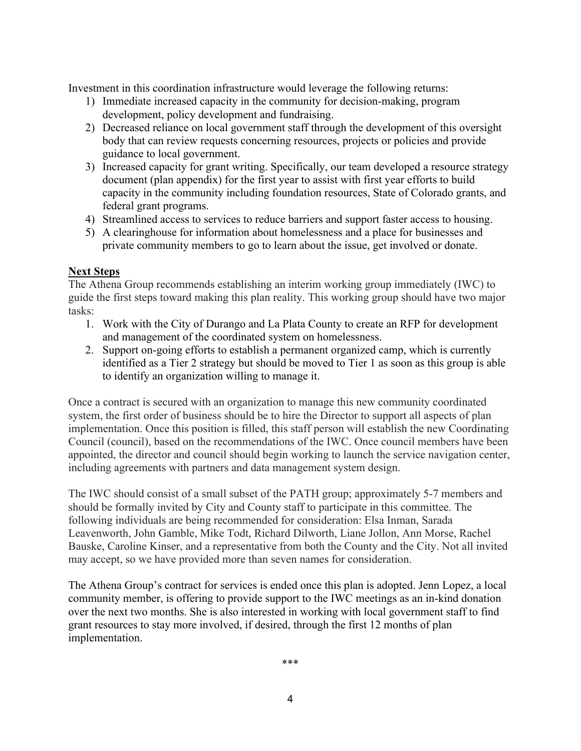Investment in this coordination infrastructure would leverage the following returns:

1) Immediate increased capacity in the community for decision-making, program development, policy development and fundraising.
2) Decreased reliance on local government staff through the development of this oversight body that can review requests concerning resources, projects or policies and provide guidance to local government.
3) Increased capacity for grant writing. Specifically, our team developed a resource strategy document (plan appendix) for the first year to assist with first year efforts to build capacity in the community including foundation resources, State of Colorado grants, and federal grant programs.
4) Streamlined access to services to reduce barriers and support faster access to housing.
5) A clearinghouse for information about homelessness and a place for businesses and private community members to go to learn about the issue, get involved or donate.

**Next Steps**

The Athena Group recommends establishing an interim working group immediately (IWC) to guide the first steps toward making this plan reality. This working group should have two major tasks:

1. Work with the City of Durango and La Plata County to create an RFP for development and management of the coordinated system on homelessness.
2. Support on-going efforts to establish a permanent organized camp, which is currently identified as a Tier 2 strategy but should be moved to Tier 1 as soon as this group is able to identify an organization willing to manage it.

Once a contract is secured with an organization to manage this new community coordinated system, the first order of business should be to hire the Director to support all aspects of plan implementation. Once this position is filled, this staff person will establish the new Coordinating Council (council), based on the recommendations of the IWC. Once council members have been appointed, the director and council should begin working to launch the service navigation center, including agreements with partners and data management system design.

The IWC should consist of a small subset of the PATH group; approximately 5-7 members and should be formally invited by City and County staff to participate in this committee. The following individuals are being recommended for consideration: Elsa Inman, Sarada Leavenworth, John Gamble, Mike Todt, Richard Dilworth, Liane Jollon, Ann Morse, Rachel Bauske, Caroline Kinser, and a representative from both the County and the City. Not all invited may accept, so we have provided more than seven names for consideration.

The Athena Group's contract for services is ended once this plan is adopted. Jenn Lopez, a local community member, is offering to provide support to the IWC meetings as an in-kind donation over the next two months. She is also interested in working with local government staff to find grant resources to stay more involved, if desired, through the first 12 months of plan implementation.

***